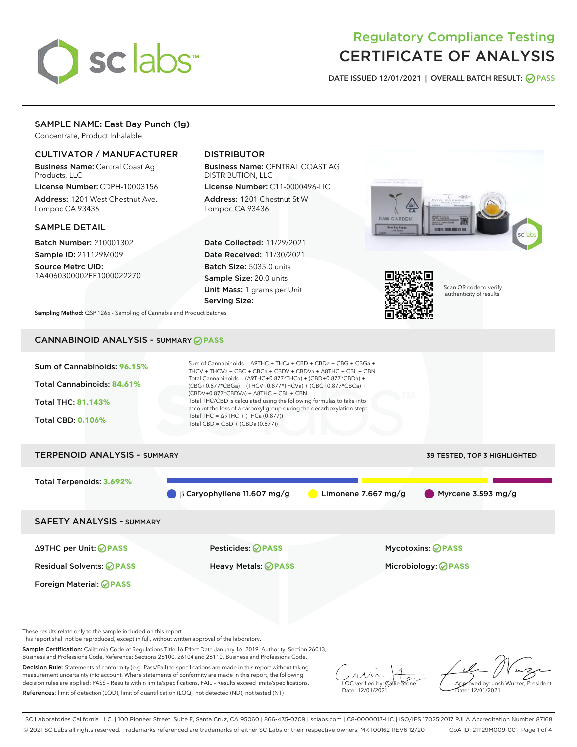# Regulatory Compliance Testing
# CERTIFICATE OF ANALYSIS

DATE ISSUED 12/01/2021 | OVERALL BATCH RESULT: PASS

## SAMPLE NAME: East Bay Punch (1g)

Concentrate, Product Inhalable

### CULTIVATOR / MANUFACTURER

**Business Name:** Central Coast Ag Products, LLC

**License Number:** CDPH-10003156

**Address:** 1201 West Chestnut Ave. Lompoc CA 93436

### DISTRIBUTOR

**Business Name:** CENTRAL COAST AG DISTRIBUTION, LLC

**License Number:** C11-0000496-LIC

**Address:** 1201 Chestnut St W Lompoc CA 93436

### SAMPLE DETAIL

**Batch Number:** 210001302

**Sample ID:** 211129M009

**Source Metrc UID:** 1A4060300002EE1000022270

**Date Collected:** 11/29/2021

**Date Received:** 11/30/2021

**Batch Size:** 5035.0 units

**Sample Size:** 20.0 units

**Unit Mass:** 1 grams per Unit

**Serving Size:**

Scan QR code to verify authenticity of results.

**Sampling Method:** QSP 1265 - Sampling of Cannabis and Product Batches

## CANNABINOID ANALYSIS - SUMMARY PASS

Sum of Cannabinoids: **96.15%**

Total Cannabinoids: **84.61%**

Total THC: **81.143%**

Total CBD: **0.106%**

Sum of Cannabinoids = Δ9THC + THCa + CBD + CBDa + CBG + CBGa + THCV + THCVa + CBC + CBCa + CBDV + CBDVa + Δ8THC + CBL + CBN

Total Cannabinoids = (Δ9THC+0.877*THCa) + (CBD+0.877*CBDa) + (CBG+0.877*CBGa) + (THCV+0.877*THCVa) + (CBC+0.877*CBCa) + (CBDV+0.877*CBDVa) + Δ8THC + CBL + CBN

Total THC/CBD is calculated using the following formulas to take into account the loss of a carboxyl group during the decarboxylation step:

Total THC = Δ9THC + (THCa (0.877))

Total CBD = CBD + (CBDa (0.877))

## TERPENOID ANALYSIS - SUMMARY

39 TESTED, TOP 3 HIGHLIGHTED

Total Terpenoids: **3.692%**

β Caryophyllene 11.607 mg/g | Limonene 7.667 mg/g | Myrcene 3.593 mg/g

## SAFETY ANALYSIS - SUMMARY

| | | |
|---|---|---|
| Δ9THC per Unit: PASS | Pesticides: PASS | Mycotoxins: PASS |
| Residual Solvents: PASS | Heavy Metals: PASS | Microbiology: PASS |
| Foreign Material: PASS | | |

These results relate only to the sample included on this report.
This report shall not be reproduced, except in full, without written approval of the laboratory.

**Sample Certification:** California Code of Regulations Title 16 Effect Date January 16, 2019. Authority: Section 26013, Business and Professions Code. Reference: Sections 26100, 26104 and 26110, Business and Professions Code.

**Decision Rule:** Statements of conformity (e.g. Pass/Fail) to specifications are made in this report without taking measurement uncertainty into account. Where statements of conformity are made in this report, the following decision rules are applied: PASS – Results within limits/specifications, FAIL – Results exceed limits/specifications.

**References:** limit of detection (LOD), limit of quantification (LOQ), not detected (ND), not tested (NT)

LQC verified by: Callie Stone
Date: 12/01/2021

Approved by: Josh Wurzer, President
Date: 12/01/2021

SC Laboratories California LLC. | 100 Pioneer Street, Suite E, Santa Cruz, CA 95060 | 866-435-0709 | sclabs.com | C8-0000013-LIC | ISO/IES 17025:2017 PJLA Accreditation Number 87168
© 2021 SC Labs all rights reserved. Trademarks referenced are trademarks of either SC Labs or their respective owners. MKT00162 REV6 12/20 CoA ID: 211129M009-001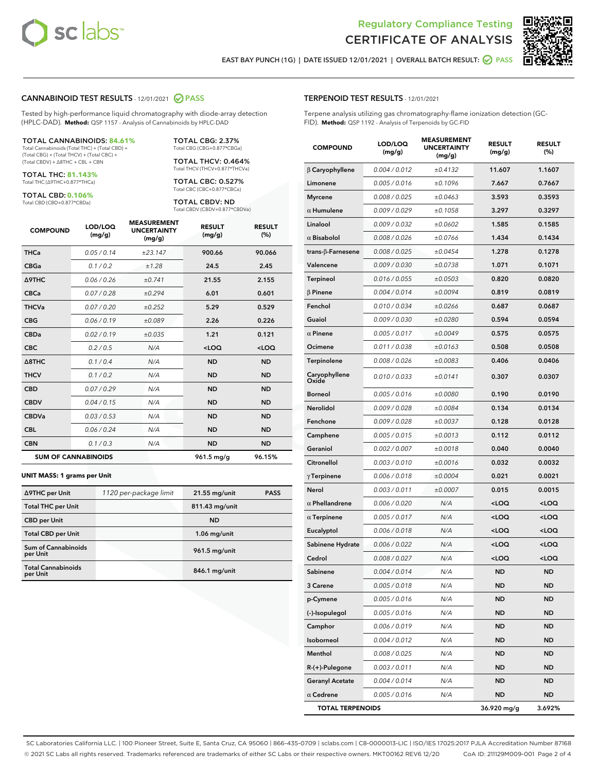Regulatory Compliance Testing
# CERTIFICATE OF ANALYSIS

EAST BAY PUNCH (1G) | DATE ISSUED 12/01/2021 | OVERALL BATCH RESULT: PASS

## CANNABINOID TEST RESULTS - 12/01/2021 PASS

Tested by high-performance liquid chromatography with diode-array detection (HPLC-DAD). **Method:** QSP 1157 - Analysis of Cannabinoids by HPLC-DAD

**TOTAL CANNABINOIDS: 84.61%**
Total Cannabinoids (Total THC) + (Total CBD) + (Total CBG) + (Total THCV) + (Total CBC) + (Total CBDV) + Δ8THC + CBL + CBN

**TOTAL THC: 81.143%**
Total THC (Δ9THC+0.877*THCa)

**TOTAL CBD: 0.106%**
Total CBD (CBD+0.877*CBDa)

**TOTAL CBG: 2.37%**
Total CBG (CBG+0.877*CBGa)

**TOTAL THCV: 0.464%**
Total THCV (THCV+0.877*THCVa)

**TOTAL CBC: 0.527%**
Total CBC (CBC+0.877*CBCa)

**TOTAL CBDV: ND**
Total CBDV (CBDV+0.877*CBDVa)

| COMPOUND | LOD/LOQ (mg/g) | MEASUREMENT UNCERTAINTY (mg/g) | RESULT (mg/g) | RESULT (%) |
|---|---|---|---|---|
| THCa | 0.05 / 0.14 | ±23.147 | 900.66 | 90.066 |
| CBGa | 0.1 / 0.2 | ±1.28 | 24.5 | 2.45 |
| Δ9THC | 0.06 / 0.26 | ±0.741 | 21.55 | 2.155 |
| CBCa | 0.07 / 0.28 | ±0.294 | 6.01 | 0.601 |
| THCVa | 0.07 / 0.20 | ±0.252 | 5.29 | 0.529 |
| CBG | 0.06 / 0.19 | ±0.089 | 2.26 | 0.226 |
| CBDa | 0.02 / 0.19 | ±0.035 | 1.21 | 0.121 |
| CBC | 0.2 / 0.5 | N/A | <LOQ | <LOQ |
| Δ8THC | 0.1 / 0.4 | N/A | ND | ND |
| THCV | 0.1 / 0.2 | N/A | ND | ND |
| CBD | 0.07 / 0.29 | N/A | ND | ND |
| CBDV | 0.04 / 0.15 | N/A | ND | ND |
| CBDVa | 0.03 / 0.53 | N/A | ND | ND |
| CBL | 0.06 / 0.24 | N/A | ND | ND |
| CBN | 0.1 / 0.3 | N/A | ND | ND |
| **SUM OF CANNABINOIDS** | | | 961.5 mg/g | 96.15% |

**UNIT MASS: 1 grams per Unit**

| | | | |
|---|---|---|---|
| Δ9THC per Unit | 1120 per-package limit | 21.55 mg/unit | PASS |
| Total THC per Unit | | 811.43 mg/unit | |
| CBD per Unit | | ND | |
| Total CBD per Unit | | 1.06 mg/unit | |
| Sum of Cannabinoids per Unit | | 961.5 mg/unit | |
| Total Cannabinoids per Unit | | 846.1 mg/unit | |

## TERPENOID TEST RESULTS - 12/01/2021

Terpene analysis utilizing gas chromatography-flame ionization detection (GC-FID). **Method:** QSP 1192 - Analysis of Terpenoids by GC-FID

| COMPOUND | LOD/LOQ (mg/g) | MEASUREMENT UNCERTAINTY (mg/g) | RESULT (mg/g) | RESULT (%) |
|---|---|---|---|---|
| β Caryophyllene | 0.004 / 0.012 | ±0.4132 | 11.607 | 1.1607 |
| Limonene | 0.005 / 0.016 | ±0.1096 | 7.667 | 0.7667 |
| Myrcene | 0.008 / 0.025 | ±0.0463 | 3.593 | 0.3593 |
| α Humulene | 0.009 / 0.029 | ±0.1058 | 3.297 | 0.3297 |
| Linalool | 0.009 / 0.032 | ±0.0602 | 1.585 | 0.1585 |
| α Bisabolol | 0.008 / 0.026 | ±0.0766 | 1.434 | 0.1434 |
| trans-β-Farnesene | 0.008 / 0.025 | ±0.0454 | 1.278 | 0.1278 |
| Valencene | 0.009 / 0.030 | ±0.0738 | 1.071 | 0.1071 |
| Terpineol | 0.016 / 0.055 | ±0.0503 | 0.820 | 0.0820 |
| β Pinene | 0.004 / 0.014 | ±0.0094 | 0.819 | 0.0819 |
| Fenchol | 0.010 / 0.034 | ±0.0266 | 0.687 | 0.0687 |
| Guaiol | 0.009 / 0.030 | ±0.0280 | 0.594 | 0.0594 |
| α Pinene | 0.005 / 0.017 | ±0.0049 | 0.575 | 0.0575 |
| Ocimene | 0.011 / 0.038 | ±0.0163 | 0.508 | 0.0508 |
| Terpinolene | 0.008 / 0.026 | ±0.0083 | 0.406 | 0.0406 |
| Caryophyllene Oxide | 0.010 / 0.033 | ±0.0141 | 0.307 | 0.0307 |
| Borneol | 0.005 / 0.016 | ±0.0080 | 0.190 | 0.0190 |
| Nerolidol | 0.009 / 0.028 | ±0.0084 | 0.134 | 0.0134 |
| Fenchone | 0.009 / 0.028 | ±0.0037 | 0.128 | 0.0128 |
| Camphene | 0.005 / 0.015 | ±0.0013 | 0.112 | 0.0112 |
| Geraniol | 0.002 / 0.007 | ±0.0018 | 0.040 | 0.0040 |
| Citronellol | 0.003 / 0.010 | ±0.0016 | 0.032 | 0.0032 |
| γ Terpinene | 0.006 / 0.018 | ±0.0004 | 0.021 | 0.0021 |
| Nerol | 0.003 / 0.011 | ±0.0007 | 0.015 | 0.0015 |
| α Phellandrene | 0.006 / 0.020 | N/A | <LOQ | <LOQ |
| α Terpinene | 0.005 / 0.017 | N/A | <LOQ | <LOQ |
| Eucalyptol | 0.006 / 0.018 | N/A | <LOQ | <LOQ |
| Sabinene Hydrate | 0.006 / 0.022 | N/A | <LOQ | <LOQ |
| Cedrol | 0.008 / 0.027 | N/A | <LOQ | <LOQ |
| Sabinene | 0.004 / 0.014 | N/A | ND | ND |
| 3 Carene | 0.005 / 0.018 | N/A | ND | ND |
| p-Cymene | 0.005 / 0.016 | N/A | ND | ND |
| (-)-Isopulegol | 0.005 / 0.016 | N/A | ND | ND |
| Camphor | 0.006 / 0.019 | N/A | ND | ND |
| Isoborneol | 0.004 / 0.012 | N/A | ND | ND |
| Menthol | 0.008 / 0.025 | N/A | ND | ND |
| R-(+)-Pulegone | 0.003 / 0.011 | N/A | ND | ND |
| Geranyl Acetate | 0.004 / 0.014 | N/A | ND | ND |
| α Cedrene | 0.005 / 0.016 | N/A | ND | ND |
| **TOTAL TERPENOIDS** | | | 36.920 mg/g | 3.692% |

SC Laboratories California LLC. | 100 Pioneer Street, Suite E, Santa Cruz, CA 95060 | 866-435-0709 | sclabs.com | C8-0000013-LIC | ISO/IES 17025:2017 PJLA Accreditation Number 87168
© 2021 SC Labs all rights reserved. Trademarks referenced are trademarks of either SC Labs or their respective owners. MKT00162 REV6 12/20 CoA ID: 211129M009-001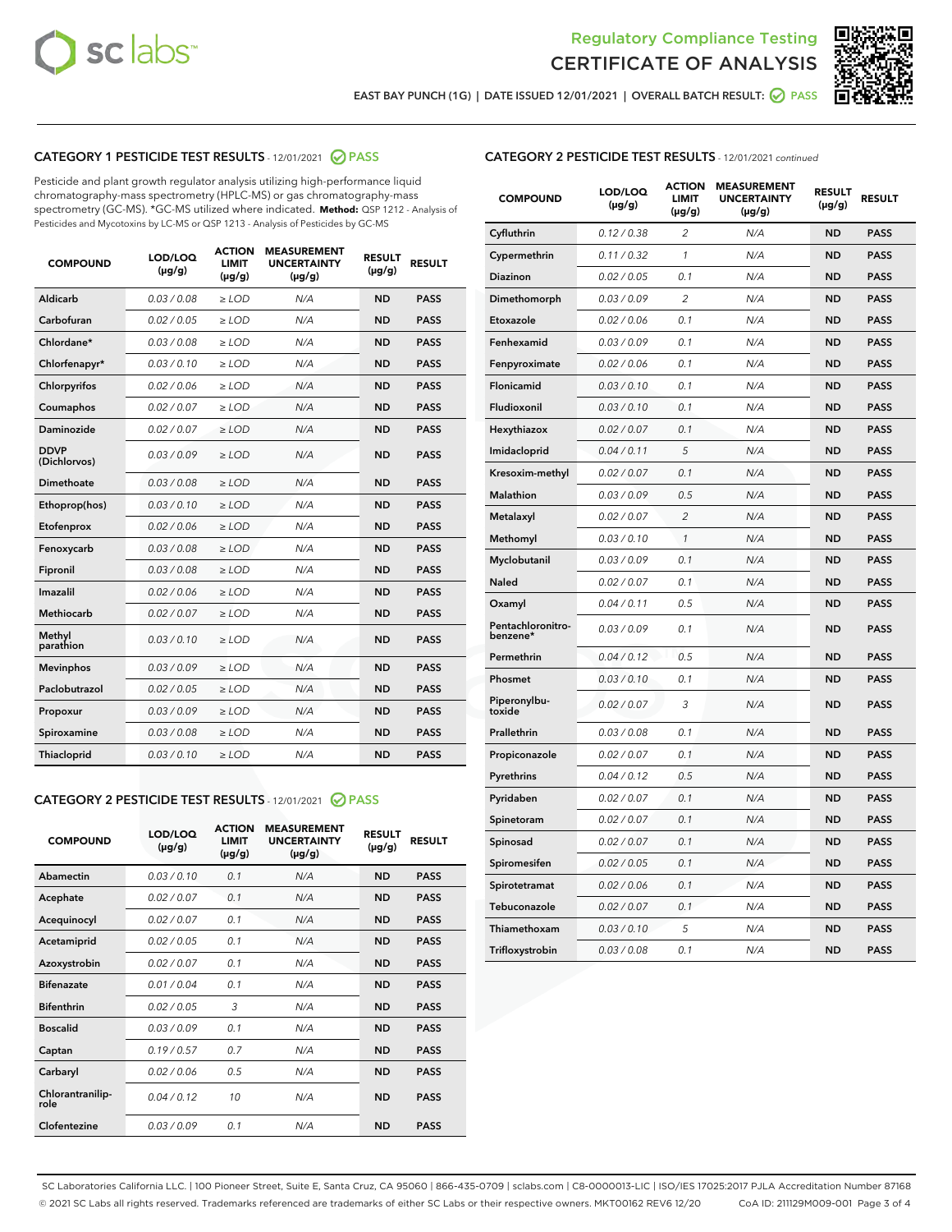# Regulatory Compliance Testing
# CERTIFICATE OF ANALYSIS

EAST BAY PUNCH (1G) | DATE ISSUED 12/01/2021 | OVERALL BATCH RESULT: PASS

## CATEGORY 1 PESTICIDE TEST RESULTS - 12/01/2021 PASS

Pesticide and plant growth regulator analysis utilizing high-performance liquid chromatography-mass spectrometry (HPLC-MS) or gas chromatography-mass spectrometry (GC-MS). *GC-MS utilized where indicated. **Method:** QSP 1212 - Analysis of Pesticides and Mycotoxins by LC-MS or QSP 1213 - Analysis of Pesticides by GC-MS

| COMPOUND | LOD/LOQ (µg/g) | ACTION LIMIT (µg/g) | MEASUREMENT UNCERTAINTY (µg/g) | RESULT (µg/g) | RESULT |
|---|---|---|---|---|---|
| Aldicarb | 0.03 / 0.08 | ≥ LOD | N/A | ND | PASS |
| Carbofuran | 0.02 / 0.05 | ≥ LOD | N/A | ND | PASS |
| Chlordane* | 0.03 / 0.08 | ≥ LOD | N/A | ND | PASS |
| Chlorfenapyr* | 0.03 / 0.10 | ≥ LOD | N/A | ND | PASS |
| Chlorpyrifos | 0.02 / 0.06 | ≥ LOD | N/A | ND | PASS |
| Coumaphos | 0.02 / 0.07 | ≥ LOD | N/A | ND | PASS |
| Daminozide | 0.02 / 0.07 | ≥ LOD | N/A | ND | PASS |
| DDVP (Dichlorvos) | 0.03 / 0.09 | ≥ LOD | N/A | ND | PASS |
| Dimethoate | 0.03 / 0.08 | ≥ LOD | N/A | ND | PASS |
| Ethoprop(hos) | 0.03 / 0.10 | ≥ LOD | N/A | ND | PASS |
| Etofenprox | 0.02 / 0.06 | ≥ LOD | N/A | ND | PASS |
| Fenoxycarb | 0.03 / 0.08 | ≥ LOD | N/A | ND | PASS |
| Fipronil | 0.03 / 0.08 | ≥ LOD | N/A | ND | PASS |
| Imazalil | 0.02 / 0.06 | ≥ LOD | N/A | ND | PASS |
| Methiocarb | 0.02 / 0.07 | ≥ LOD | N/A | ND | PASS |
| Methyl parathion | 0.03 / 0.10 | ≥ LOD | N/A | ND | PASS |
| Mevinphos | 0.03 / 0.09 | ≥ LOD | N/A | ND | PASS |
| Paclobutrazol | 0.02 / 0.05 | ≥ LOD | N/A | ND | PASS |
| Propoxur | 0.03 / 0.09 | ≥ LOD | N/A | ND | PASS |
| Spiroxamine | 0.03 / 0.08 | ≥ LOD | N/A | ND | PASS |
| Thiacloprid | 0.03 / 0.10 | ≥ LOD | N/A | ND | PASS |

## CATEGORY 2 PESTICIDE TEST RESULTS - 12/01/2021 PASS

| COMPOUND | LOD/LOQ (µg/g) | ACTION LIMIT (µg/g) | MEASUREMENT UNCERTAINTY (µg/g) | RESULT (µg/g) | RESULT |
|---|---|---|---|---|---|
| Abamectin | 0.03 / 0.10 | 0.1 | N/A | ND | PASS |
| Acephate | 0.02 / 0.07 | 0.1 | N/A | ND | PASS |
| Acequinocyl | 0.02 / 0.07 | 0.1 | N/A | ND | PASS |
| Acetamiprid | 0.02 / 0.05 | 0.1 | N/A | ND | PASS |
| Azoxystrobin | 0.02 / 0.07 | 0.1 | N/A | ND | PASS |
| Bifenazate | 0.01 / 0.04 | 0.1 | N/A | ND | PASS |
| Bifenthrin | 0.02 / 0.05 | 3 | N/A | ND | PASS |
| Boscalid | 0.03 / 0.09 | 0.1 | N/A | ND | PASS |
| Captan | 0.19 / 0.57 | 0.7 | N/A | ND | PASS |
| Carbaryl | 0.02 / 0.06 | 0.5 | N/A | ND | PASS |
| Chlorantraniliprole | 0.04 / 0.12 | 10 | N/A | ND | PASS |
| Clofentezine | 0.03 / 0.09 | 0.1 | N/A | ND | PASS |
| Cyfluthrin | 0.12 / 0.38 | 2 | N/A | ND | PASS |
| Cypermethrin | 0.11 / 0.32 | 1 | N/A | ND | PASS |
| Diazinon | 0.02 / 0.05 | 0.1 | N/A | ND | PASS |
| Dimethomorph | 0.03 / 0.09 | 2 | N/A | ND | PASS |
| Etoxazole | 0.02 / 0.06 | 0.1 | N/A | ND | PASS |
| Fenhexamid | 0.03 / 0.09 | 0.1 | N/A | ND | PASS |
| Fenpyroximate | 0.02 / 0.06 | 0.1 | N/A | ND | PASS |
| Flonicamid | 0.03 / 0.10 | 0.1 | N/A | ND | PASS |
| Fludioxonil | 0.03 / 0.10 | 0.1 | N/A | ND | PASS |
| Hexythiazox | 0.02 / 0.07 | 0.1 | N/A | ND | PASS |
| Imidacloprid | 0.04 / 0.11 | 5 | N/A | ND | PASS |
| Kresoxim-methyl | 0.02 / 0.07 | 0.1 | N/A | ND | PASS |
| Malathion | 0.03 / 0.09 | 0.5 | N/A | ND | PASS |
| Metalaxyl | 0.02 / 0.07 | 2 | N/A | ND | PASS |
| Methomyl | 0.03 / 0.10 | 1 | N/A | ND | PASS |
| Myclobutanil | 0.03 / 0.09 | 0.1 | N/A | ND | PASS |
| Naled | 0.02 / 0.07 | 0.1 | N/A | ND | PASS |
| Oxamyl | 0.04 / 0.11 | 0.5 | N/A | ND | PASS |
| Pentachloronitrobenzene* | 0.03 / 0.09 | 0.1 | N/A | ND | PASS |
| Permethrin | 0.04 / 0.12 | 0.5 | N/A | ND | PASS |
| Phosmet | 0.03 / 0.10 | 0.1 | N/A | ND | PASS |
| Piperonylbutoxide | 0.02 / 0.07 | 3 | N/A | ND | PASS |
| Prallethrin | 0.03 / 0.08 | 0.1 | N/A | ND | PASS |
| Propiconazole | 0.02 / 0.07 | 0.1 | N/A | ND | PASS |
| Pyrethrins | 0.04 / 0.12 | 0.5 | N/A | ND | PASS |
| Pyridaben | 0.02 / 0.07 | 0.1 | N/A | ND | PASS |
| Spinetoram | 0.02 / 0.07 | 0.1 | N/A | ND | PASS |
| Spinosad | 0.02 / 0.07 | 0.1 | N/A | ND | PASS |
| Spiromesifen | 0.02 / 0.05 | 0.1 | N/A | ND | PASS |
| Spirotetramat | 0.02 / 0.06 | 0.1 | N/A | ND | PASS |
| Tebuconazole | 0.02 / 0.07 | 0.1 | N/A | ND | PASS |
| Thiamethoxam | 0.03 / 0.10 | 5 | N/A | ND | PASS |
| Trifloxystrobin | 0.03 / 0.08 | 0.1 | N/A | ND | PASS |

SC Laboratories California LLC. | 100 Pioneer Street, Suite E, Santa Cruz, CA 95060 | 866-435-0709 | sclabs.com | C8-0000013-LIC | ISO/IES 17025:2017 PJLA Accreditation Number 87168
© 2021 SC Labs all rights reserved. Trademarks referenced are trademarks of either SC Labs or their respective owners. MKT00162 REV6 12/20 CoA ID: 211129M009-001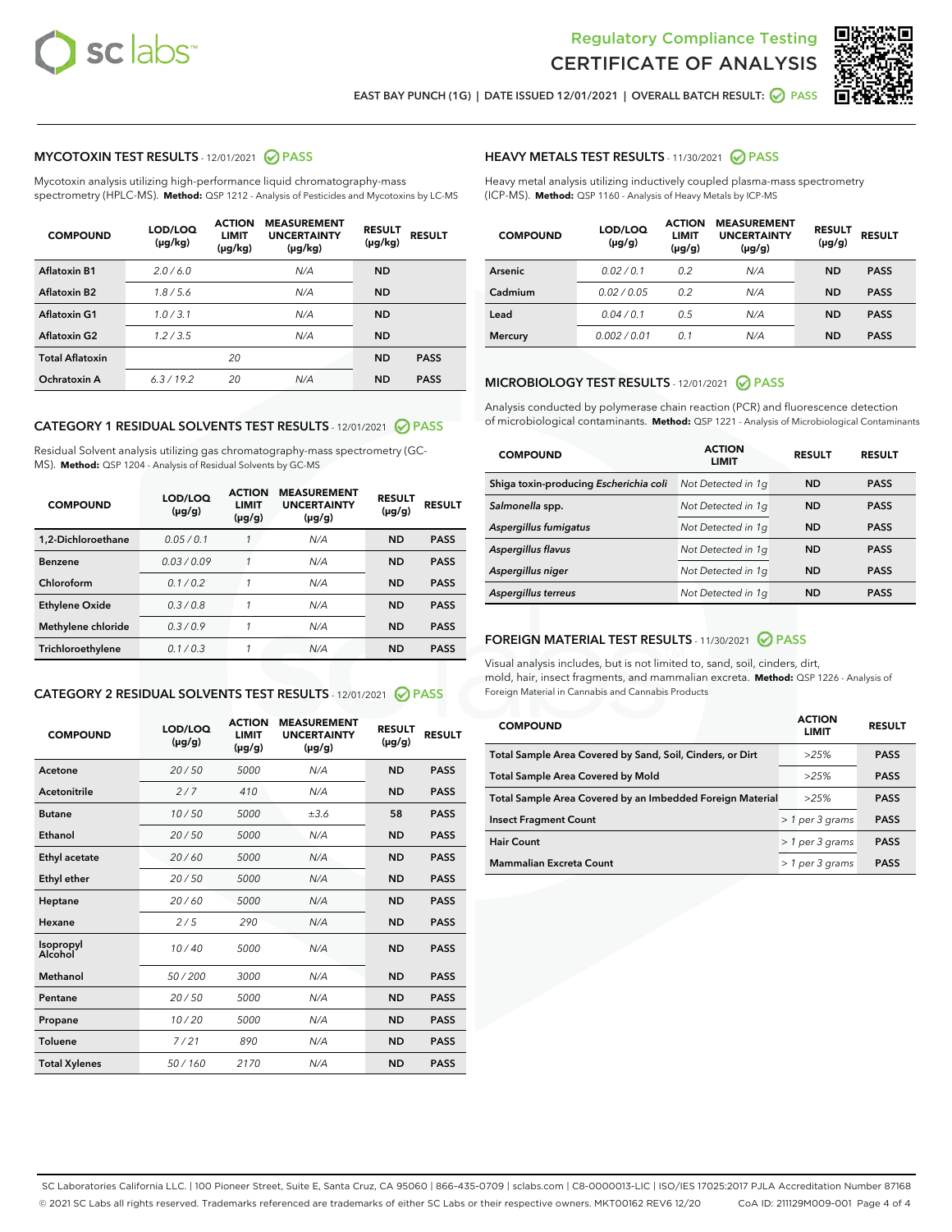Regulatory Compliance Testing

# CERTIFICATE OF ANALYSIS

EAST BAY PUNCH (1G) | DATE ISSUED 12/01/2021 | OVERALL BATCH RESULT: PASS

## MYCOTOXIN TEST RESULTS - 12/01/2021 PASS

Mycotoxin analysis utilizing high-performance liquid chromatography-mass spectrometry (HPLC-MS). **Method:** QSP 1212 - Analysis of Pesticides and Mycotoxins by LC-MS

| COMPOUND | LOD/LOQ (µg/kg) | ACTION LIMIT (µg/kg) | MEASUREMENT UNCERTAINTY (µg/kg) | RESULT (µg/kg) | RESULT |
|---|---|---|---|---|---|
| Aflatoxin B1 | 2.0 / 6.0 | | N/A | ND | |
| Aflatoxin B2 | 1.8 / 5.6 | | N/A | ND | |
| Aflatoxin G1 | 1.0 / 3.1 | | N/A | ND | |
| Aflatoxin G2 | 1.2 / 3.5 | | N/A | ND | |
| Total Aflatoxin | | 20 | | ND | PASS |
| Ochratoxin A | 6.3 / 19.2 | 20 | N/A | ND | PASS |

## CATEGORY 1 RESIDUAL SOLVENTS TEST RESULTS - 12/01/2021 PASS

Residual Solvent analysis utilizing gas chromatography-mass spectrometry (GC-MS). **Method:** QSP 1204 - Analysis of Residual Solvents by GC-MS

| COMPOUND | LOD/LOQ (µg/g) | ACTION LIMIT (µg/g) | MEASUREMENT UNCERTAINTY (µg/g) | RESULT (µg/g) | RESULT |
|---|---|---|---|---|---|
| 1,2-Dichloroethane | 0.05 / 0.1 | 1 | N/A | ND | PASS |
| Benzene | 0.03 / 0.09 | 1 | N/A | ND | PASS |
| Chloroform | 0.1 / 0.2 | 1 | N/A | ND | PASS |
| Ethylene Oxide | 0.3 / 0.8 | 1 | N/A | ND | PASS |
| Methylene chloride | 0.3 / 0.9 | 1 | N/A | ND | PASS |
| Trichloroethylene | 0.1 / 0.3 | 1 | N/A | ND | PASS |

## CATEGORY 2 RESIDUAL SOLVENTS TEST RESULTS - 12/01/2021 PASS

| COMPOUND | LOD/LOQ (µg/g) | ACTION LIMIT (µg/g) | MEASUREMENT UNCERTAINTY (µg/g) | RESULT (µg/g) | RESULT |
|---|---|---|---|---|---|
| Acetone | 20 / 50 | 5000 | N/A | ND | PASS |
| Acetonitrile | 2 / 7 | 410 | N/A | ND | PASS |
| Butane | 10 / 50 | 5000 | ±3.6 | 58 | PASS |
| Ethanol | 20 / 50 | 5000 | N/A | ND | PASS |
| Ethyl acetate | 20 / 60 | 5000 | N/A | ND | PASS |
| Ethyl ether | 20 / 50 | 5000 | N/A | ND | PASS |
| Heptane | 20 / 60 | 5000 | N/A | ND | PASS |
| Hexane | 2 / 5 | 290 | N/A | ND | PASS |
| Isopropyl Alcohol | 10 / 40 | 5000 | N/A | ND | PASS |
| Methanol | 50 / 200 | 3000 | N/A | ND | PASS |
| Pentane | 20 / 50 | 5000 | N/A | ND | PASS |
| Propane | 10 / 20 | 5000 | N/A | ND | PASS |
| Toluene | 7 / 21 | 890 | N/A | ND | PASS |
| Total Xylenes | 50 / 160 | 2170 | N/A | ND | PASS |

## HEAVY METALS TEST RESULTS - 11/30/2021 PASS

Heavy metal analysis utilizing inductively coupled plasma-mass spectrometry (ICP-MS). **Method:** QSP 1160 - Analysis of Heavy Metals by ICP-MS

| COMPOUND | LOD/LOQ (µg/g) | ACTION LIMIT (µg/g) | MEASUREMENT UNCERTAINTY (µg/g) | RESULT (µg/g) | RESULT |
|---|---|---|---|---|---|
| Arsenic | 0.02 / 0.1 | 0.2 | N/A | ND | PASS |
| Cadmium | 0.02 / 0.05 | 0.2 | N/A | ND | PASS |
| Lead | 0.04 / 0.1 | 0.5 | N/A | ND | PASS |
| Mercury | 0.002 / 0.01 | 0.1 | N/A | ND | PASS |

## MICROBIOLOGY TEST RESULTS - 12/01/2021 PASS

Analysis conducted by polymerase chain reaction (PCR) and fluorescence detection of microbiological contaminants. **Method:** QSP 1221 - Analysis of Microbiological Contaminants

| COMPOUND | ACTION LIMIT | RESULT | RESULT |
|---|---|---|---|
| Shiga toxin-producing *Escherichia coli* | Not Detected in 1g | ND | PASS |
| *Salmonella* spp. | Not Detected in 1g | ND | PASS |
| *Aspergillus fumigatus* | Not Detected in 1g | ND | PASS |
| *Aspergillus flavus* | Not Detected in 1g | ND | PASS |
| *Aspergillus niger* | Not Detected in 1g | ND | PASS |
| *Aspergillus terreus* | Not Detected in 1g | ND | PASS |

## FOREIGN MATERIAL TEST RESULTS - 11/30/2021 PASS

Visual analysis includes, but is not limited to, sand, soil, cinders, dirt, mold, hair, insect fragments, and mammalian excreta. **Method:** QSP 1226 - Analysis of Foreign Material in Cannabis and Cannabis Products

| COMPOUND | ACTION LIMIT | RESULT |
|---|---|---|
| Total Sample Area Covered by Sand, Soil, Cinders, or Dirt | >25% | PASS |
| Total Sample Area Covered by Mold | >25% | PASS |
| Total Sample Area Covered by an Imbedded Foreign Material | >25% | PASS |
| Insect Fragment Count | > 1 per 3 grams | PASS |
| Hair Count | > 1 per 3 grams | PASS |
| Mammalian Excreta Count | > 1 per 3 grams | PASS |

SC Laboratories California LLC. | 100 Pioneer Street, Suite E, Santa Cruz, CA 95060 | 866-435-0709 | sclabs.com | C8-0000013-LIC | ISO/IES 17025:2017 PJLA Accreditation Number 87168
© 2021 SC Labs all rights reserved. Trademarks referenced are trademarks of either SC Labs or their respective owners. MKT00162 REV6 12/20 CoA ID: 211129M009-001